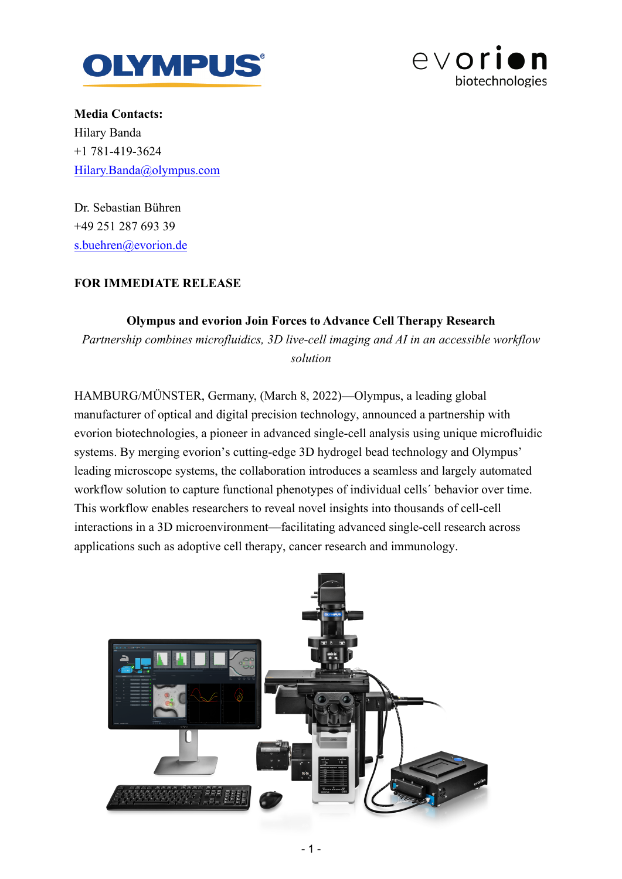**Media Contacts:**
Hilary Banda
+1 781-419-3624
[Hilary.Banda@olympus.com](mailto:Hilary.Banda@olympus.com)

Dr. Sebastian Bühren
+49 251 287 693 39
[s.buehren@evorion.de](mailto:s.buehren@evorion.de)

**FOR IMMEDIATE RELEASE**

**Olympus and evorion Join Forces to Advance Cell Therapy Research**

*Partnership combines microfluidics, 3D live-cell imaging and AI in an accessible workflow solution*

HAMBURG/MÜNSTER, Germany, (March 8, 2022)—Olympus, a leading global manufacturer of optical and digital precision technology, announced a partnership with evorion biotechnologies, a pioneer in advanced single-cell analysis using unique microfluidic systems. By merging evorion's cutting-edge 3D hydrogel bead technology and Olympus' leading microscope systems, the collaboration introduces a seamless and largely automated workflow solution to capture functional phenotypes of individual cells´ behavior over time. This workflow enables researchers to reveal novel insights into thousands of cell-cell interactions in a 3D microenvironment—facilitating advanced single-cell research across applications such as adoptive cell therapy, cancer research and immunology.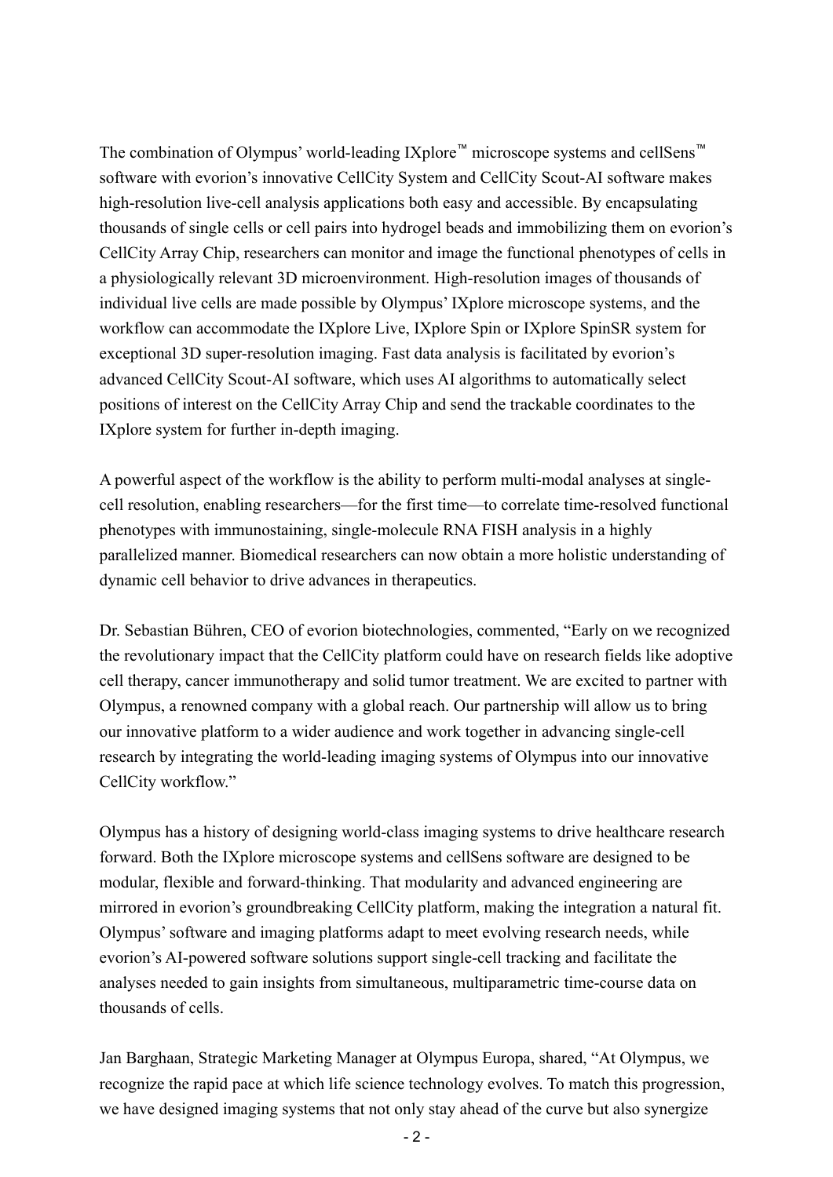The combination of Olympus' world-leading IXplore™ microscope systems and cellSens™ software with evorion's innovative CellCity System and CellCity Scout-AI software makes high-resolution live-cell analysis applications both easy and accessible. By encapsulating thousands of single cells or cell pairs into hydrogel beads and immobilizing them on evorion's CellCity Array Chip, researchers can monitor and image the functional phenotypes of cells in a physiologically relevant 3D microenvironment. High-resolution images of thousands of individual live cells are made possible by Olympus' IXplore microscope systems, and the workflow can accommodate the IXplore Live, IXplore Spin or IXplore SpinSR system for exceptional 3D super-resolution imaging. Fast data analysis is facilitated by evorion's advanced CellCity Scout-AI software, which uses AI algorithms to automatically select positions of interest on the CellCity Array Chip and send the trackable coordinates to the IXplore system for further in-depth imaging.

A powerful aspect of the workflow is the ability to perform multi-modal analyses at single-cell resolution, enabling researchers—for the first time—to correlate time-resolved functional phenotypes with immunostaining, single-molecule RNA FISH analysis in a highly parallelized manner. Biomedical researchers can now obtain a more holistic understanding of dynamic cell behavior to drive advances in therapeutics.

Dr. Sebastian Bühren, CEO of evorion biotechnologies, commented, "Early on we recognized the revolutionary impact that the CellCity platform could have on research fields like adoptive cell therapy, cancer immunotherapy and solid tumor treatment. We are excited to partner with Olympus, a renowned company with a global reach. Our partnership will allow us to bring our innovative platform to a wider audience and work together in advancing single-cell research by integrating the world-leading imaging systems of Olympus into our innovative CellCity workflow."

Olympus has a history of designing world-class imaging systems to drive healthcare research forward. Both the IXplore microscope systems and cellSens software are designed to be modular, flexible and forward-thinking. That modularity and advanced engineering are mirrored in evorion's groundbreaking CellCity platform, making the integration a natural fit. Olympus' software and imaging platforms adapt to meet evolving research needs, while evorion's AI-powered software solutions support single-cell tracking and facilitate the analyses needed to gain insights from simultaneous, multiparametric time-course data on thousands of cells.

Jan Barghaan, Strategic Marketing Manager at Olympus Europa, shared, "At Olympus, we recognize the rapid pace at which life science technology evolves. To match this progression, we have designed imaging systems that not only stay ahead of the curve but also synergize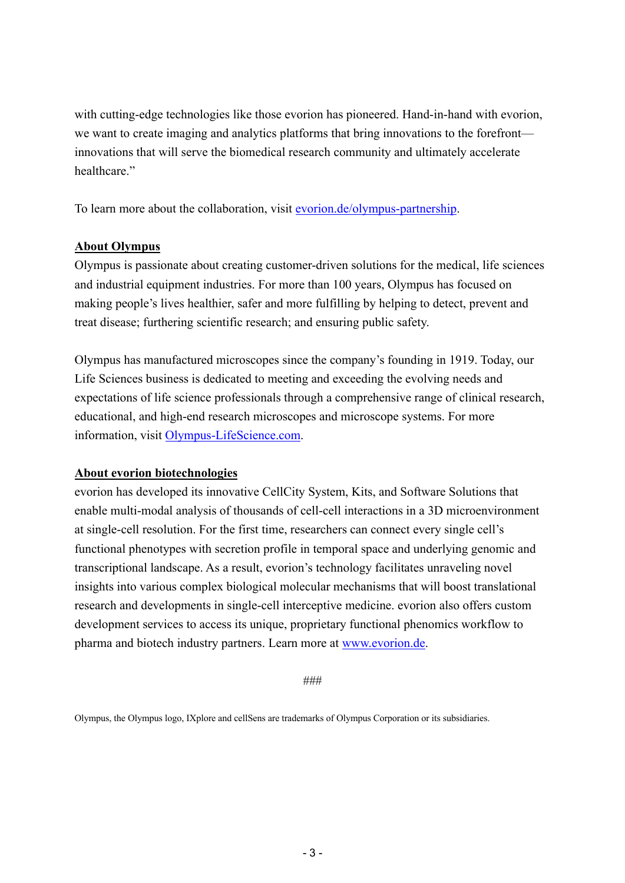with cutting-edge technologies like those evorion has pioneered. Hand-in-hand with evorion, we want to create imaging and analytics platforms that bring innovations to the forefront—innovations that will serve the biomedical research community and ultimately accelerate healthcare."

To learn more about the collaboration, visit [evorion.de/olympus-partnership](evorion.de/olympus-partnership).

## About Olympus

Olympus is passionate about creating customer-driven solutions for the medical, life sciences and industrial equipment industries. For more than 100 years, Olympus has focused on making people's lives healthier, safer and more fulfilling by helping to detect, prevent and treat disease; furthering scientific research; and ensuring public safety.

Olympus has manufactured microscopes since the company's founding in 1919. Today, our Life Sciences business is dedicated to meeting and exceeding the evolving needs and expectations of life science professionals through a comprehensive range of clinical research, educational, and high-end research microscopes and microscope systems. For more information, visit [Olympus-LifeScience.com](Olympus-LifeScience.com).

## About evorion biotechnologies

evorion has developed its innovative CellCity System, Kits, and Software Solutions that enable multi-modal analysis of thousands of cell-cell interactions in a 3D microenvironment at single-cell resolution. For the first time, researchers can connect every single cell's functional phenotypes with secretion profile in temporal space and underlying genomic and transcriptional landscape. As a result, evorion's technology facilitates unraveling novel insights into various complex biological molecular mechanisms that will boost translational research and developments in single-cell interceptive medicine. evorion also offers custom development services to access its unique, proprietary functional phenomics workflow to pharma and biotech industry partners. Learn more at [www.evorion.de](www.evorion.de).

###

Olympus, the Olympus logo, IXplore and cellSens are trademarks of Olympus Corporation or its subsidiaries.